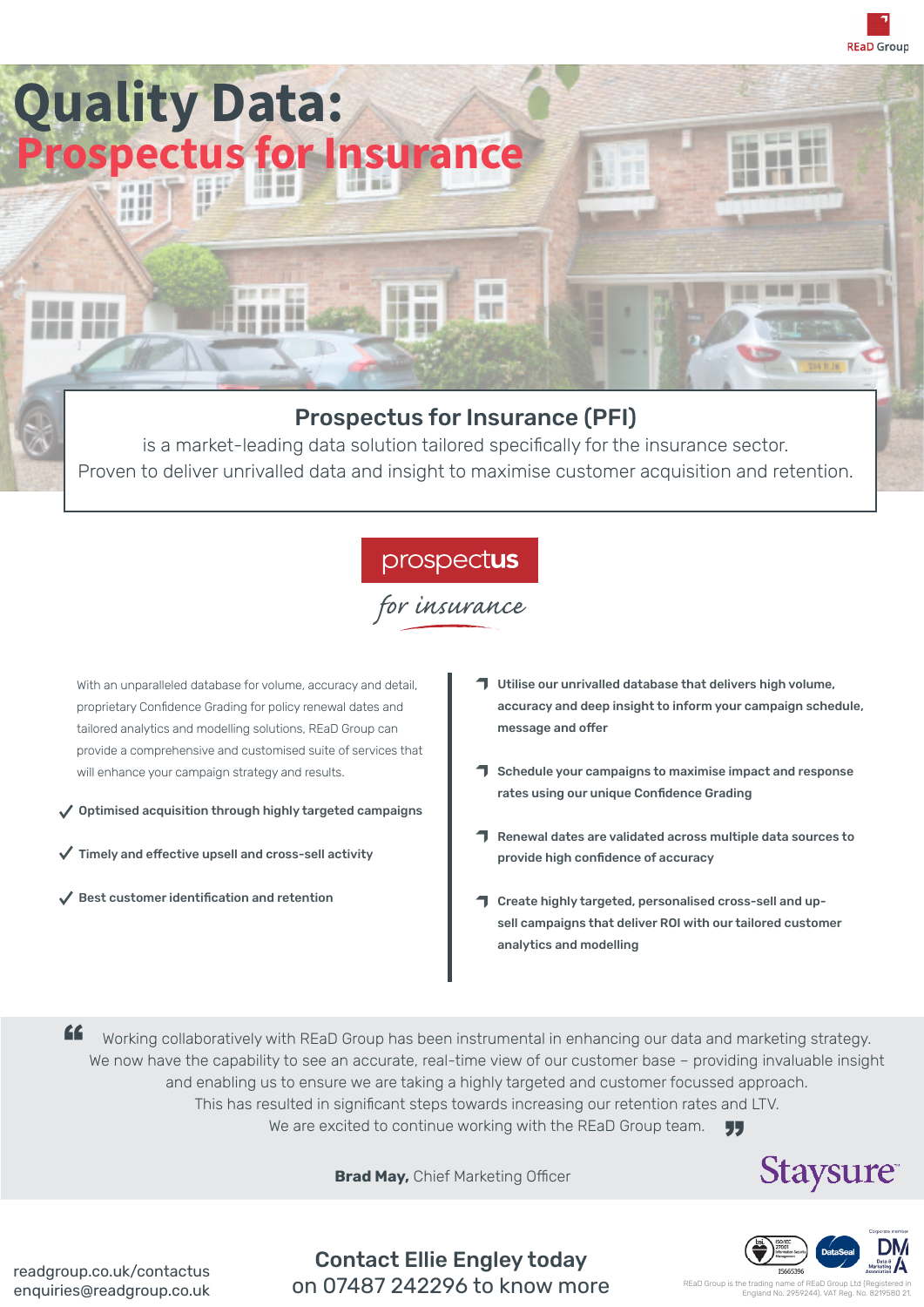REaD Group

# Quality Data: Prospectus for Insurance

## Prospectus for Insurance (PFI)

is a market-leading data solution tailored specifically for the insurance sector.
Proven to deliver unrivalled data and insight to maximise customer acquisition and retention.

prospectus *for insurance*

With an unparalleled database for volume, accuracy and detail, proprietary Confidence Grading for policy renewal dates and tailored analytics and modelling solutions, REaD Group can provide a comprehensive and customised suite of services that will enhance your campaign strategy and results.

- ✓ **Optimised acquisition through highly targeted campaigns**
- ✓ **Timely and effective upsell and cross-sell activity**
- ✓ **Best customer identification and retention**

- **Utilise our unrivalled database that delivers high volume, accuracy and deep insight to inform your campaign schedule, message and offer**
- **Schedule your campaigns to maximise impact and response rates using our unique Confidence Grading**
- **Renewal dates are validated across multiple data sources to provide high confidence of accuracy**
- **Create highly targeted, personalised cross-sell and up-sell campaigns that deliver ROI with our tailored customer analytics and modelling**

> Working collaboratively with REaD Group has been instrumental in enhancing our data and marketing strategy. We now have the capability to see an accurate, real-time view of our customer base – providing invaluable insight and enabling us to ensure we are taking a highly targeted and customer focussed approach. This has resulted in significant steps towards increasing our retention rates and LTV. We are excited to continue working with the REaD Group team.
>
> **Brad May,** Chief Marketing Officer — Staysure

readgroup.co.uk/contactus
enquiries@readgroup.co.uk

**Contact Ellie Engley today**
on 07487 242296 to know more

REaD Group is the trading name of REaD Group Ltd (Registered in England No. 2959244). VAT Reg. No. 8219580 21.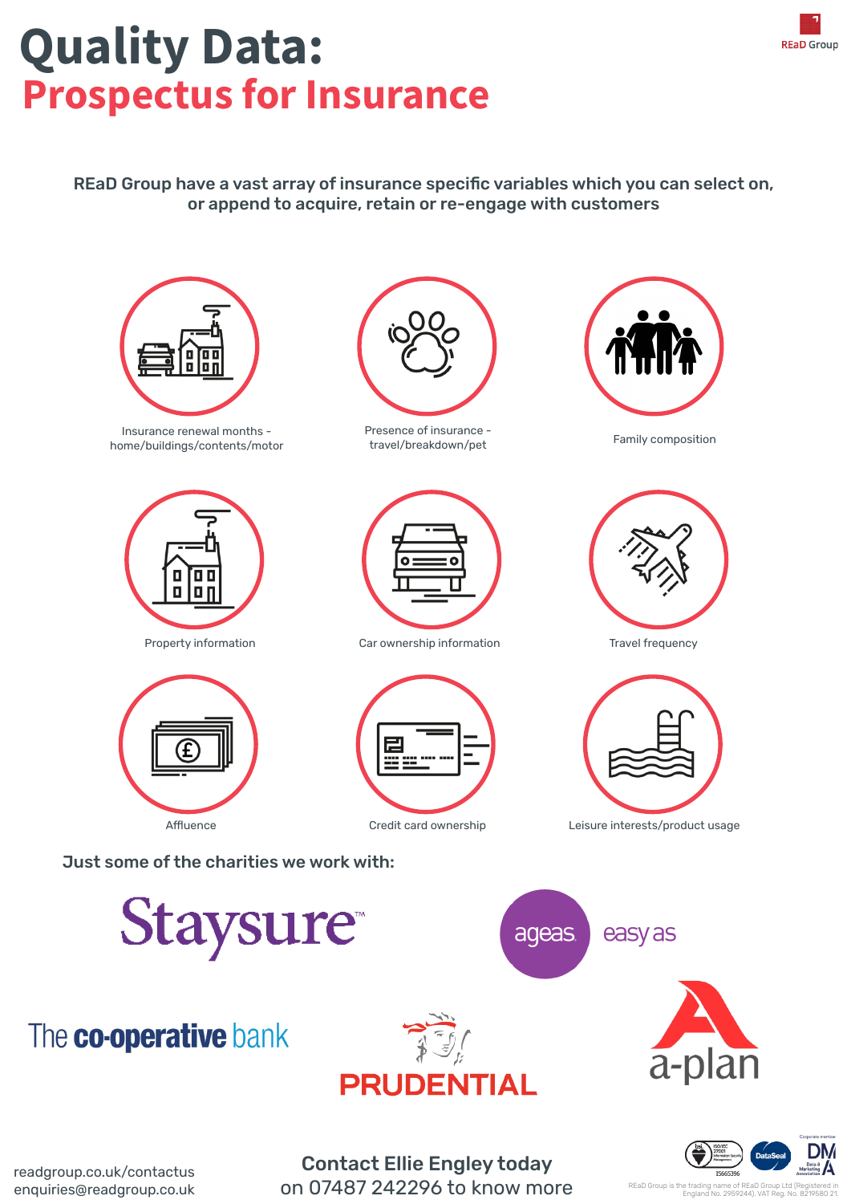# Quality Data:
## Prospectus for Insurance

REaD Group have a vast array of insurance specific variables which you can select on, or append to acquire, retain or re-engage with customers

- Insurance renewal months - home/buildings/contents/motor
- Presence of insurance - travel/breakdown/pet
- Family composition
- Property information
- Car ownership information
- Travel frequency
- Affluence
- Credit card ownership
- Leisure interests/product usage

### Just some of the charities we work with:

Staysure™

ageas easy as

The co-operative bank

PRUDENTIAL

a-plan

readgroup.co.uk/contactus
enquiries@readgroup.co.uk

**Contact Ellie Engley today**
on 07487 242296 to know more

REaD Group is the trading name of REaD Group Ltd (Registered in England No. 2959244). VAT Reg. No. 8219580 21.